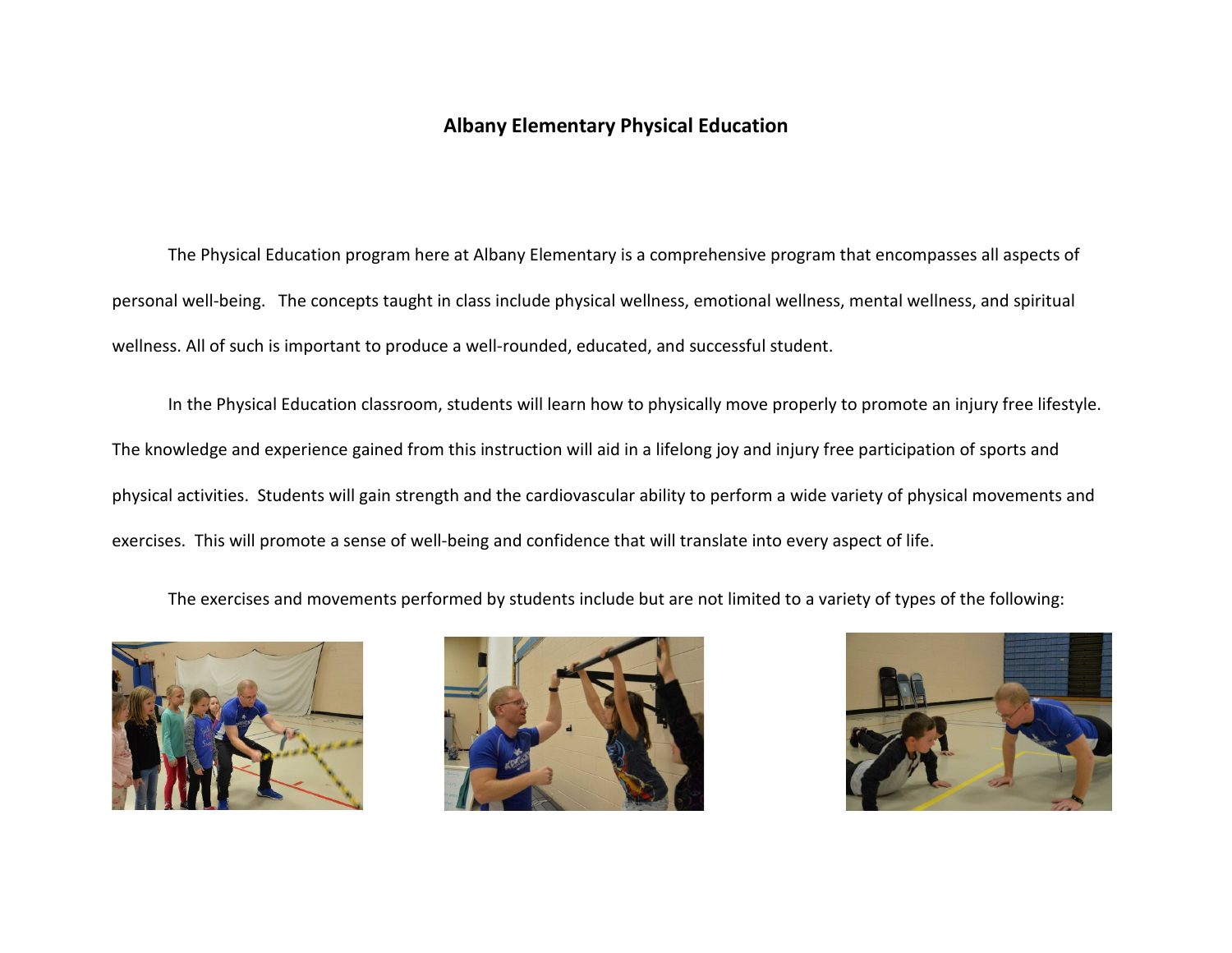# Albany Elementary Physical Education

The Physical Education program here at Albany Elementary is a comprehensive program that encompasses all aspects of personal well-being.  The concepts taught in class include physical wellness, emotional wellness, mental wellness, and spiritual wellness. All of such is important to produce a well-rounded, educated, and successful student.

In the Physical Education classroom, students will learn how to physically move properly to promote an injury free lifestyle. The knowledge and experience gained from this instruction will aid in a lifelong joy and injury free participation of sports and physical activities.  Students will gain strength and the cardiovascular ability to perform a wide variety of physical movements and exercises.  This will promote a sense of well-being and confidence that will translate into every aspect of life.

The exercises and movements performed by students include but are not limited to a variety of types of the following: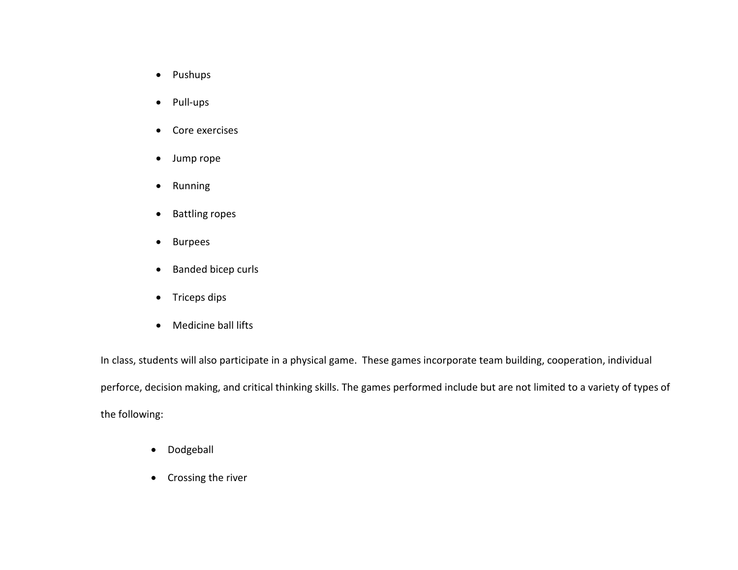- Pushups
- Pull-ups
- Core exercises
- Jump rope
- Running
- Battling ropes
- Burpees
- Banded bicep curls
- Triceps dips
- Medicine ball lifts

In class, students will also participate in a physical game. These games incorporate team building, cooperation, individual perforce, decision making, and critical thinking skills. The games performed include but are not limited to a variety of types of the following:

- Dodgeball
- Crossing the river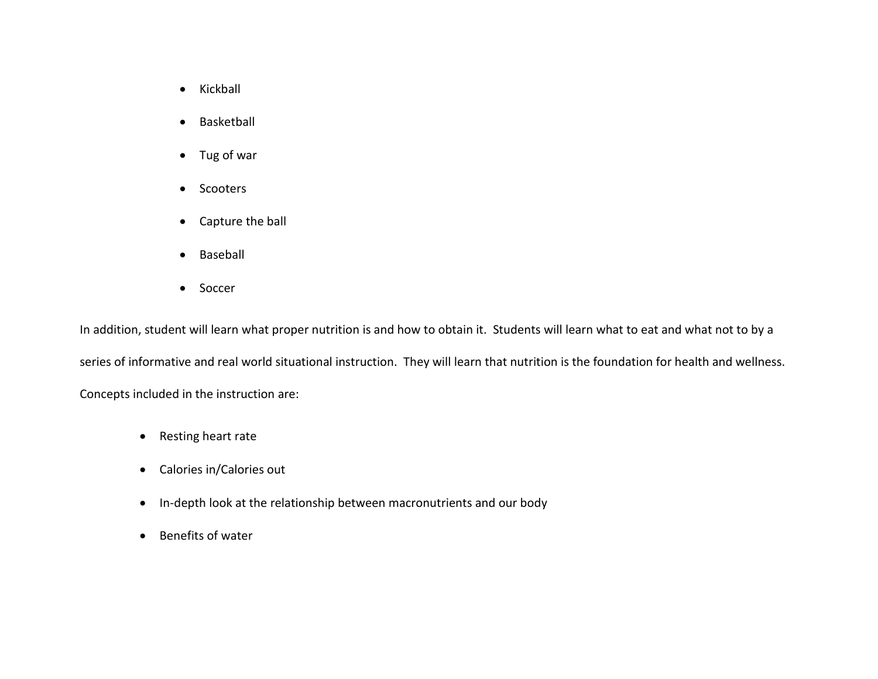- Kickball
- Basketball
- Tug of war
- Scooters
- Capture the ball
- Baseball
- Soccer

In addition, student will learn what proper nutrition is and how to obtain it.  Students will learn what to eat and what not to by a series of informative and real world situational instruction.  They will learn that nutrition is the foundation for health and wellness.  Concepts included in the instruction are:

- Resting heart rate
- Calories in/Calories out
- In-depth look at the relationship between macronutrients and our body
- Benefits of water